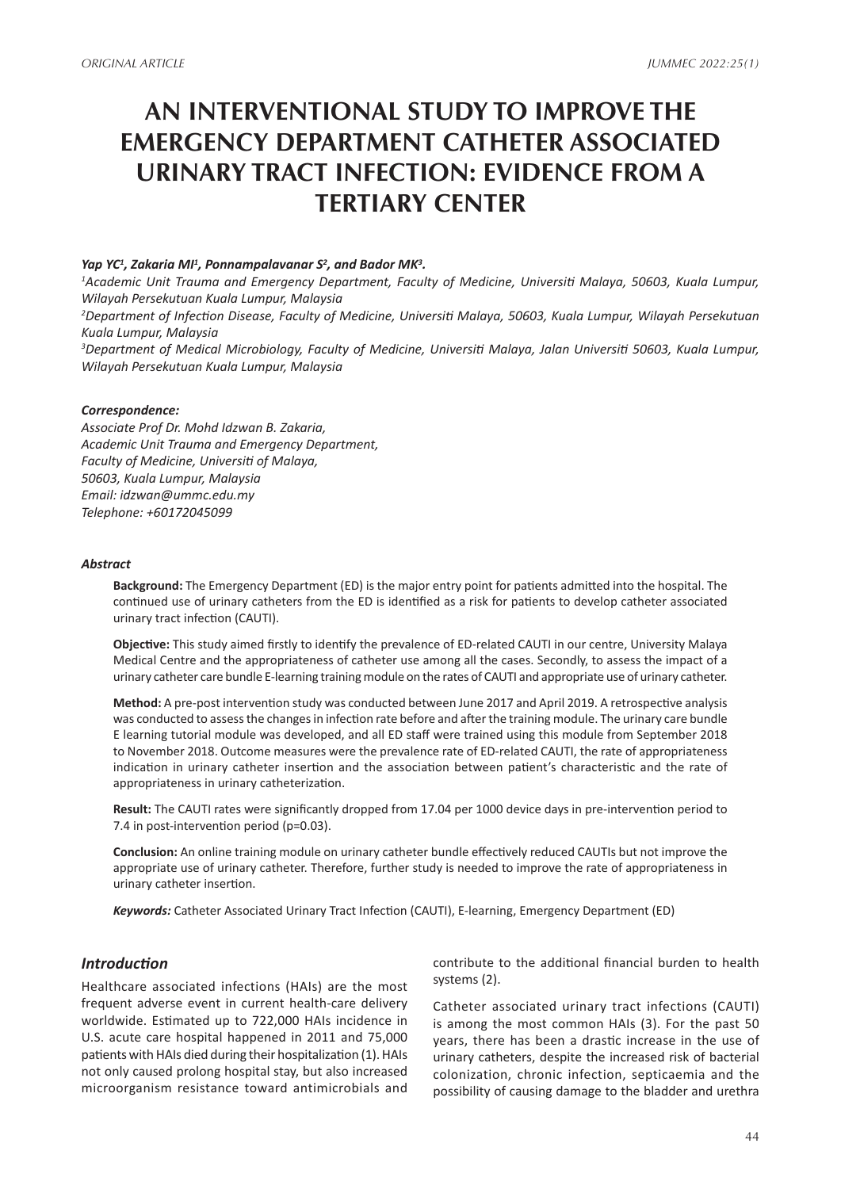# AN INTERVENTIONAL STUDY TO IMPROVE THE EMERGENCY DEPARTMENT CATHETER ASSOCIATED URINARY TRACT INFECTION: EVIDENCE FROM A TERTIARY CENTER

***Yap YC[1], Zakaria MI[1], Ponnampalavanar S[2], and Bador MK[3].***

*[1]Academic Unit Trauma and Emergency Department, Faculty of Medicine, Universiti Malaya, 50603, Kuala Lumpur, Wilayah Persekutuan Kuala Lumpur, Malaysia*

*[2]Department of Infection Disease, Faculty of Medicine, Universiti Malaya, 50603, Kuala Lumpur, Wilayah Persekutuan Kuala Lumpur, Malaysia*

*[3]Department of Medical Microbiology, Faculty of Medicine, Universiti Malaya, Jalan Universiti 50603, Kuala Lumpur, Wilayah Persekutuan Kuala Lumpur, Malaysia*

***Correspondence:***

*Associate Prof Dr. Mohd Idzwan B. Zakaria,*
*Academic Unit Trauma and Emergency Department,*
*Faculty of Medicine, Universiti of Malaya,*
*50603, Kuala Lumpur, Malaysia*
*Email: idzwan@ummc.edu.my*
*Telephone: +60172045099*

***Abstract***

**Background:** The Emergency Department (ED) is the major entry point for patients admitted into the hospital. The continued use of urinary catheters from the ED is identified as a risk for patients to develop catheter associated urinary tract infection (CAUTI).

**Objective:** This study aimed firstly to identify the prevalence of ED-related CAUTI in our centre, University Malaya Medical Centre and the appropriateness of catheter use among all the cases. Secondly, to assess the impact of a urinary catheter care bundle E-learning training module on the rates of CAUTI and appropriate use of urinary catheter.

**Method:** A pre-post intervention study was conducted between June 2017 and April 2019. A retrospective analysis was conducted to assess the changes in infection rate before and after the training module. The urinary care bundle E learning tutorial module was developed, and all ED staff were trained using this module from September 2018 to November 2018. Outcome measures were the prevalence rate of ED-related CAUTI, the rate of appropriateness indication in urinary catheter insertion and the association between patient's characteristic and the rate of appropriateness in urinary catheterization.

**Result:** The CAUTI rates were significantly dropped from 17.04 per 1000 device days in pre-intervention period to 7.4 in post-intervention period (p=0.03).

**Conclusion:** An online training module on urinary catheter bundle effectively reduced CAUTIs but not improve the appropriate use of urinary catheter. Therefore, further study is needed to improve the rate of appropriateness in urinary catheter insertion.

***Keywords:*** Catheter Associated Urinary Tract Infection (CAUTI), E-learning, Emergency Department (ED)

## *Introduction*

Healthcare associated infections (HAIs) are the most frequent adverse event in current health-care delivery worldwide. Estimated up to 722,000 HAIs incidence in U.S. acute care hospital happened in 2011 and 75,000 patients with HAIs died during their hospitalization (1). HAIs not only caused prolong hospital stay, but also increased microorganism resistance toward antimicrobials and contribute to the additional financial burden to health systems (2).

Catheter associated urinary tract infections (CAUTI) is among the most common HAIs (3). For the past 50 years, there has been a drastic increase in the use of urinary catheters, despite the increased risk of bacterial colonization, chronic infection, septicaemia and the possibility of causing damage to the bladder and urethra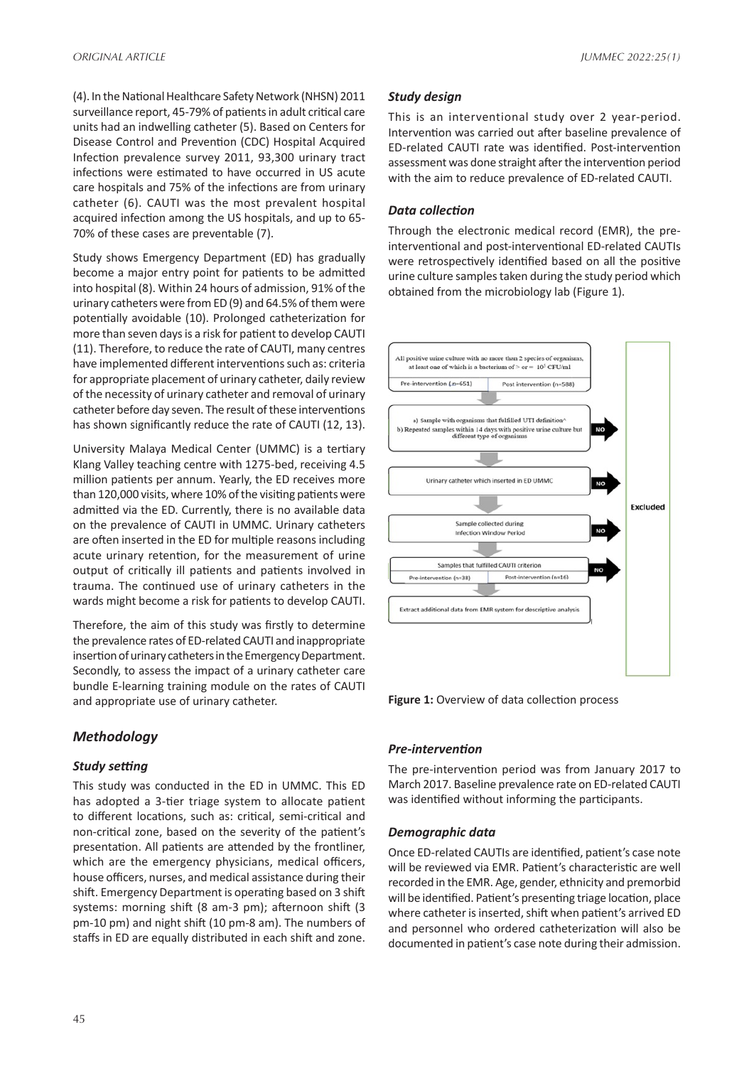(4). In the National Healthcare Safety Network (NHSN) 2011 surveillance report, 45-79% of patients in adult critical care units had an indwelling catheter (5). Based on Centers for Disease Control and Prevention (CDC) Hospital Acquired Infection prevalence survey 2011, 93,300 urinary tract infections were estimated to have occurred in US acute care hospitals and 75% of the infections are from urinary catheter (6). CAUTI was the most prevalent hospital acquired infection among the US hospitals, and up to 65-70% of these cases are preventable (7).

Study shows Emergency Department (ED) has gradually become a major entry point for patients to be admitted into hospital (8). Within 24 hours of admission, 91% of the urinary catheters were from ED (9) and 64.5% of them were potentially avoidable (10). Prolonged catheterization for more than seven days is a risk for patient to develop CAUTI (11). Therefore, to reduce the rate of CAUTI, many centres have implemented different interventions such as: criteria for appropriate placement of urinary catheter, daily review of the necessity of urinary catheter and removal of urinary catheter before day seven. The result of these interventions has shown significantly reduce the rate of CAUTI (12, 13).

University Malaya Medical Center (UMMC) is a tertiary Klang Valley teaching centre with 1275-bed, receiving 4.5 million patients per annum. Yearly, the ED receives more than 120,000 visits, where 10% of the visiting patients were admitted via the ED. Currently, there is no available data on the prevalence of CAUTI in UMMC. Urinary catheters are often inserted in the ED for multiple reasons including acute urinary retention, for the measurement of urine output of critically ill patients and patients involved in trauma. The continued use of urinary catheters in the wards might become a risk for patients to develop CAUTI.

Therefore, the aim of this study was firstly to determine the prevalence rates of ED-related CAUTI and inappropriate insertion of urinary catheters in the Emergency Department. Secondly, to assess the impact of a urinary catheter care bundle E-learning training module on the rates of CAUTI and appropriate use of urinary catheter.

## Methodology

### Study setting

This study was conducted in the ED in UMMC. This ED has adopted a 3-tier triage system to allocate patient to different locations, such as: critical, semi-critical and non-critical zone, based on the severity of the patient's presentation. All patients are attended by the frontliner, which are the emergency physicians, medical officers, house officers, nurses, and medical assistance during their shift. Emergency Department is operating based on 3 shift systems: morning shift (8 am-3 pm); afternoon shift (3 pm-10 pm) and night shift (10 pm-8 am). The numbers of staffs in ED are equally distributed in each shift and zone.

### Study design

This is an interventional study over 2 year-period. Intervention was carried out after baseline prevalence of ED-related CAUTI rate was identified. Post-intervention assessment was done straight after the intervention period with the aim to reduce prevalence of ED-related CAUTI.

### Data collection

Through the electronic medical record (EMR), the pre-interventional and post-interventional ED-related CAUTIs were retrospectively identified based on all the positive urine culture samples taken during the study period which obtained from the microbiology lab (Figure 1).

All positive urine culture with no more than 2 species of organisms, at least one of which is a bacterium of > or = $10^5$ CFU/ml
Pre-intervention (n=651) | Post intervention (n=588)

a) Sample with organisms that fulfilled UTI definition^
b) Repeated samples within 14 days with positive urine culture but different type of organisms — NO → Excluded

Urinary catheter which inserted in ED UMMC — NO → Excluded

Sample collected during Infection Window Period — NO → Excluded

Samples that fulfilled CAUTI criterion — NO → Excluded
Pre-intervention (n=38) | Post-intervention (n=16)

Extract additional data from EMR system for descriptive analysis

**Figure 1:** Overview of data collection process

### Pre-intervention

The pre-intervention period was from January 2017 to March 2017. Baseline prevalence rate on ED-related CAUTI was identified without informing the participants.

### Demographic data

Once ED-related CAUTIs are identified, patient's case note will be reviewed via EMR. Patient's characteristic are well recorded in the EMR. Age, gender, ethnicity and premorbid will be identified. Patient's presenting triage location, place where catheter is inserted, shift when patient's arrived ED and personnel who ordered catheterization will also be documented in patient's case note during their admission.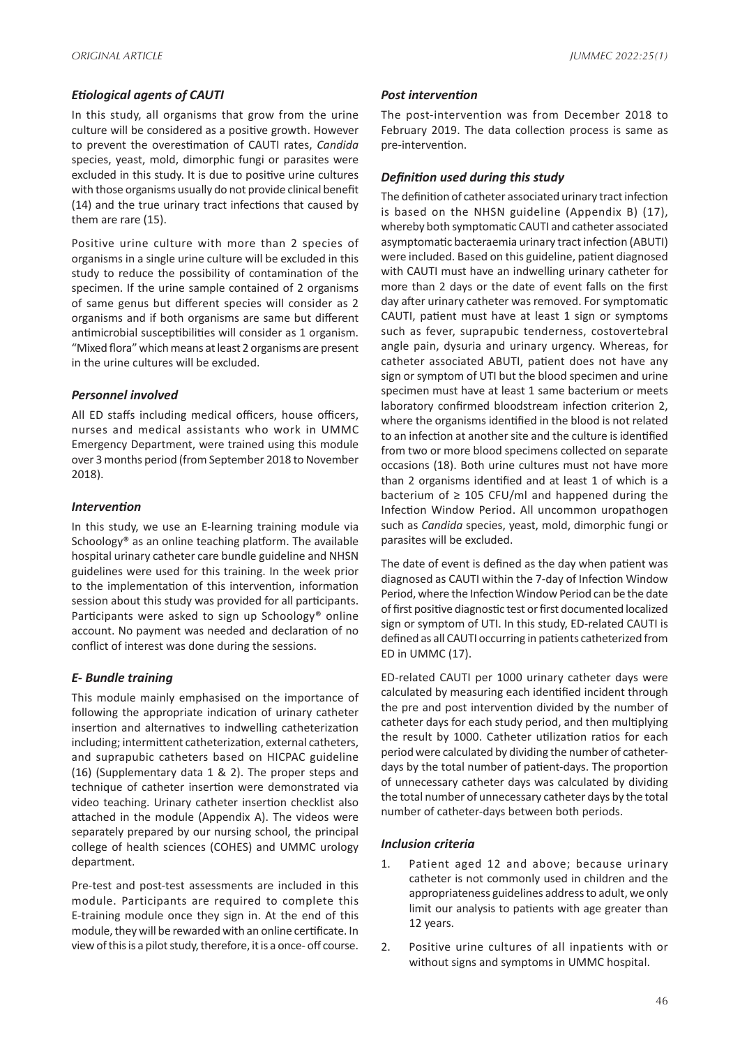### *Etiological agents of CAUTI*

In this study, all organisms that grow from the urine culture will be considered as a positive growth. However to prevent the overestimation of CAUTI rates, *Candida* species, yeast, mold, dimorphic fungi or parasites were excluded in this study. It is due to positive urine cultures with those organisms usually do not provide clinical benefit (14) and the true urinary tract infections that caused by them are rare (15).

Positive urine culture with more than 2 species of organisms in a single urine culture will be excluded in this study to reduce the possibility of contamination of the specimen. If the urine sample contained of 2 organisms of same genus but different species will consider as 2 organisms and if both organisms are same but different antimicrobial susceptibilities will consider as 1 organism. "Mixed flora" which means at least 2 organisms are present in the urine cultures will be excluded.

### *Personnel involved*

All ED staffs including medical officers, house officers, nurses and medical assistants who work in UMMC Emergency Department, were trained using this module over 3 months period (from September 2018 to November 2018).

### *Intervention*

In this study, we use an E-learning training module via Schoology® as an online teaching platform. The available hospital urinary catheter care bundle guideline and NHSN guidelines were used for this training. In the week prior to the implementation of this intervention, information session about this study was provided for all participants. Participants were asked to sign up Schoology® online account. No payment was needed and declaration of no conflict of interest was done during the sessions.

### *E- Bundle training*

This module mainly emphasised on the importance of following the appropriate indication of urinary catheter insertion and alternatives to indwelling catheterization including; intermittent catheterization, external catheters, and suprapubic catheters based on HICPAC guideline (16) (Supplementary data 1 & 2). The proper steps and technique of catheter insertion were demonstrated via video teaching. Urinary catheter insertion checklist also attached in the module (Appendix A). The videos were separately prepared by our nursing school, the principal college of health sciences (COHES) and UMMC urology department.

Pre-test and post-test assessments are included in this module. Participants are required to complete this E-training module once they sign in. At the end of this module, they will be rewarded with an online certificate. In view of this is a pilot study, therefore, it is a once- off course.

### *Post intervention*

The post-intervention was from December 2018 to February 2019. The data collection process is same as pre-intervention.

### *Definition used during this study*

The definition of catheter associated urinary tract infection is based on the NHSN guideline (Appendix B) (17), whereby both symptomatic CAUTI and catheter associated asymptomatic bacteraemia urinary tract infection (ABUTI) were included. Based on this guideline, patient diagnosed with CAUTI must have an indwelling urinary catheter for more than 2 days or the date of event falls on the first day after urinary catheter was removed. For symptomatic CAUTI, patient must have at least 1 sign or symptoms such as fever, suprapubic tenderness, costovertebral angle pain, dysuria and urinary urgency. Whereas, for catheter associated ABUTI, patient does not have any sign or symptom of UTI but the blood specimen and urine specimen must have at least 1 same bacterium or meets laboratory confirmed bloodstream infection criterion 2, where the organisms identified in the blood is not related to an infection at another site and the culture is identified from two or more blood specimens collected on separate occasions (18). Both urine cultures must not have more than 2 organisms identified and at least 1 of which is a bacterium of ≥ 105 CFU/ml and happened during the Infection Window Period. All uncommon uropathogen such as *Candida* species, yeast, mold, dimorphic fungi or parasites will be excluded.

The date of event is defined as the day when patient was diagnosed as CAUTI within the 7-day of Infection Window Period, where the Infection Window Period can be the date of first positive diagnostic test or first documented localized sign or symptom of UTI. In this study, ED-related CAUTI is defined as all CAUTI occurring in patients catheterized from ED in UMMC (17).

ED-related CAUTI per 1000 urinary catheter days were calculated by measuring each identified incident through the pre and post intervention divided by the number of catheter days for each study period, and then multiplying the result by 1000. Catheter utilization ratios for each period were calculated by dividing the number of catheter-days by the total number of patient-days. The proportion of unnecessary catheter days was calculated by dividing the total number of unnecessary catheter days by the total number of catheter-days between both periods.

### *Inclusion criteria*

1. Patient aged 12 and above; because urinary catheter is not commonly used in children and the appropriateness guidelines address to adult, we only limit our analysis to patients with age greater than 12 years.
2. Positive urine cultures of all inpatients with or without signs and symptoms in UMMC hospital.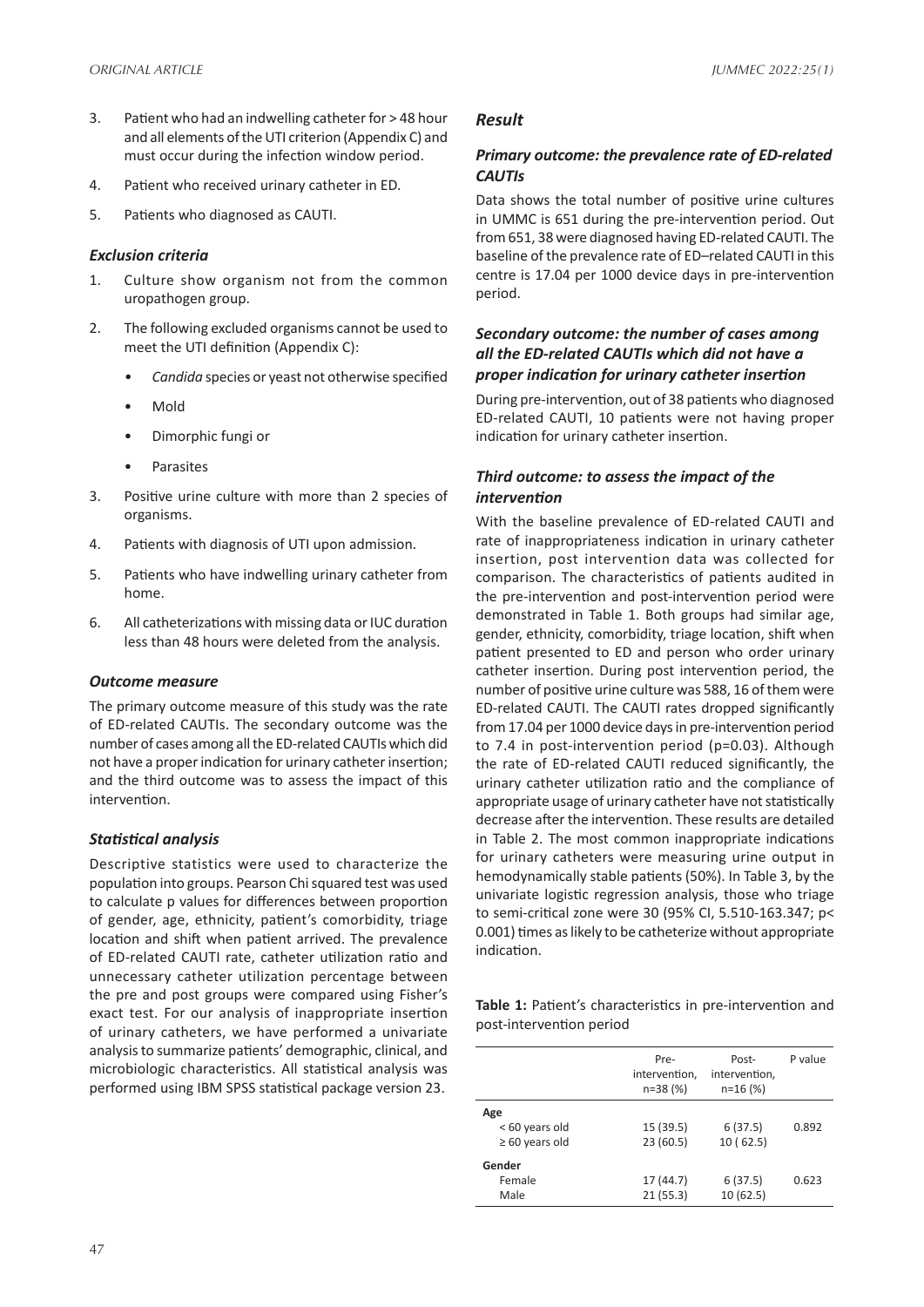3. Patient who had an indwelling catheter for > 48 hour and all elements of the UTI criterion (Appendix C) and must occur during the infection window period.
4. Patient who received urinary catheter in ED.
5. Patients who diagnosed as CAUTI.

### *Exclusion criteria*

1. Culture show organism not from the common uropathogen group.
2. The following excluded organisms cannot be used to meet the UTI definition (Appendix C):
   - *Candida* species or yeast not otherwise specified
   - Mold
   - Dimorphic fungi or
   - Parasites
3. Positive urine culture with more than 2 species of organisms.
4. Patients with diagnosis of UTI upon admission.
5. Patients who have indwelling urinary catheter from home.
6. All catheterizations with missing data or IUC duration less than 48 hours were deleted from the analysis.

### *Outcome measure*

The primary outcome measure of this study was the rate of ED-related CAUTIs. The secondary outcome was the number of cases among all the ED-related CAUTIs which did not have a proper indication for urinary catheter insertion; and the third outcome was to assess the impact of this intervention.

### *Statistical analysis*

Descriptive statistics were used to characterize the population into groups. Pearson Chi squared test was used to calculate p values for differences between proportion of gender, age, ethnicity, patient's comorbidity, triage location and shift when patient arrived. The prevalence of ED-related CAUTI rate, catheter utilization ratio and unnecessary catheter utilization percentage between the pre and post groups were compared using Fisher's exact test. For our analysis of inappropriate insertion of urinary catheters, we have performed a univariate analysis to summarize patients' demographic, clinical, and microbiologic characteristics. All statistical analysis was performed using IBM SPSS statistical package version 23.

## *Result*

### *Primary outcome: the prevalence rate of ED-related CAUTIs*

Data shows the total number of positive urine cultures in UMMC is 651 during the pre-intervention period. Out from 651, 38 were diagnosed having ED-related CAUTI. The baseline of the prevalence rate of ED–related CAUTI in this centre is 17.04 per 1000 device days in pre-intervention period.

### *Secondary outcome: the number of cases among all the ED-related CAUTIs which did not have a proper indication for urinary catheter insertion*

During pre-intervention, out of 38 patients who diagnosed ED-related CAUTI, 10 patients were not having proper indication for urinary catheter insertion.

### *Third outcome: to assess the impact of the intervention*

With the baseline prevalence of ED-related CAUTI and rate of inappropriateness indication in urinary catheter insertion, post intervention data was collected for comparison. The characteristics of patients audited in the pre-intervention and post-intervention period were demonstrated in Table 1. Both groups had similar age, gender, ethnicity, comorbidity, triage location, shift when patient presented to ED and person who order urinary catheter insertion. During post intervention period, the number of positive urine culture was 588, 16 of them were ED-related CAUTI. The CAUTI rates dropped significantly from 17.04 per 1000 device days in pre-intervention period to 7.4 in post-intervention period (p=0.03). Although the rate of ED-related CAUTI reduced significantly, the urinary catheter utilization ratio and the compliance of appropriate usage of urinary catheter have not statistically decrease after the intervention. These results are detailed in Table 2. The most common inappropriate indications for urinary catheters were measuring urine output in hemodynamically stable patients (50%). In Table 3, by the univariate logistic regression analysis, those who triage to semi-critical zone were 30 (95% CI, 5.510-163.347; p< 0.001) times as likely to be catheterize without appropriate indication.

**Table 1:** Patient's characteristics in pre-intervention and post-intervention period

| | Pre-intervention, n=38 (%) | Post-intervention, n=16 (%) | P value |
|---|---|---|---|
| **Age** | | | |
| < 60 years old | 15 (39.5) | 6 (37.5) | 0.892 |
| ≥ 60 years old | 23 (60.5) | 10 ( 62.5) | |
| **Gender** | | | |
| Female | 17 (44.7) | 6 (37.5) | 0.623 |
| Male | 21 (55.3) | 10 (62.5) | |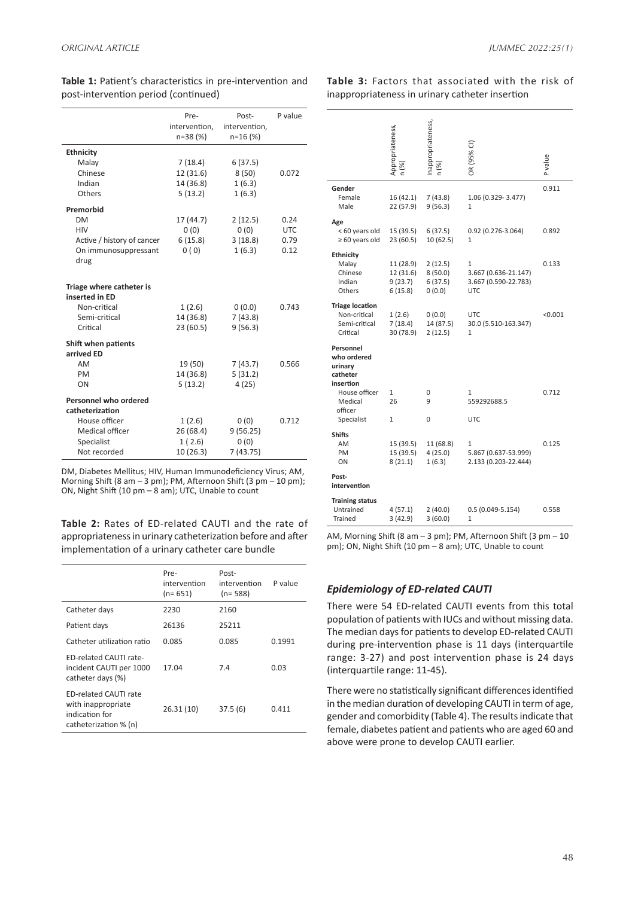**Table 1:** Patient's characteristics in pre-intervention and post-intervention period (continued)

| | Pre-intervention, n=38 (%) | Post-intervention, n=16 (%) | P value |
|---|---|---|---|
| **Ethnicity** | | | |
| Malay | 7 (18.4) | 6 (37.5) | |
| Chinese | 12 (31.6) | 8 (50) | 0.072 |
| Indian | 14 (36.8) | 1 (6.3) | |
| Others | 5 (13.2) | 1 (6.3) | |
| **Premorbid** | | | |
| DM | 17 (44.7) | 2 (12.5) | 0.24 |
| HIV | 0 (0) | 0 (0) | UTC |
| Active / history of cancer | 6 (15.8) | 3 (18.8) | 0.79 |
| On immunosuppressant drug | 0 ( 0) | 1 (6.3) | 0.12 |
| **Triage where catheter is inserted in ED** | | | |
| Non-critical | 1 (2.6) | 0 (0.0) | 0.743 |
| Semi-critical | 14 (36.8) | 7 (43.8) | |
| Critical | 23 (60.5) | 9 (56.3) | |
| **Shift when patients arrived ED** | | | |
| AM | 19 (50) | 7 (43.7) | 0.566 |
| PM | 14 (36.8) | 5 (31.2) | |
| ON | 5 (13.2) | 4 (25) | |
| **Personnel who ordered catheterization** | | | |
| House officer | 1 (2.6) | 0 (0) | 0.712 |
| Medical officer | 26 (68.4) | 9 (56.25) | |
| Specialist | 1 ( 2.6) | 0 (0) | |
| Not recorded | 10 (26.3) | 7 (43.75) | |

DM, Diabetes Mellitus; HIV, Human Immunodeficiency Virus; AM, Morning Shift (8 am – 3 pm); PM, Afternoon Shift (3 pm – 10 pm); ON, Night Shift (10 pm – 8 am); UTC, Unable to count

**Table 2:** Rates of ED-related CAUTI and the rate of appropriateness in urinary catheterization before and after implementation of a urinary catheter care bundle

| | Pre-intervention (n= 651) | Post-intervention (n= 588) | P value |
|---|---|---|---|
| Catheter days | 2230 | 2160 | |
| Patient days | 26136 | 25211 | |
| Catheter utilization ratio | 0.085 | 0.085 | 0.1991 |
| ED-related CAUTI rate-incident CAUTI per 1000 catheter days (%) | 17.04 | 7.4 | 0.03 |
| ED-related CAUTI rate with inappropriate indication for catheterization % (n) | 26.31 (10) | 37.5 (6) | 0.411 |

**Table 3:** Factors that associated with the risk of inappropriateness in urinary catheter insertion

| | Appropriateness, n (%) | Inappropriateness, n (%) | OR (95% CI) | P value |
|---|---|---|---|---|
| **Gender** | | | | 0.911 |
| Female | 16 (42.1) | 7 (43.8) | 1.06 (0.329- 3.477) | |
| Male | 22 (57.9) | 9 (56.3) | 1 | |
| **Age** | | | | |
| < 60 years old | 15 (39.5) | 6 (37.5) | 0.92 (0.276-3.064) | 0.892 |
| ≥ 60 years old | 23 (60.5) | 10 (62.5) | 1 | |
| **Ethnicity** | | | | |
| Malay | 11 (28.9) | 2 (12.5) | 1 | 0.133 |
| Chinese | 12 (31.6) | 8 (50.0) | 3.667 (0.636-21.147) | |
| Indian | 9 (23.7) | 6 (37.5) | 3.667 (0.590-22.783) | |
| Others | 6 (15.8) | 0 (0.0) | UTC | |
| **Triage location** | | | | |
| Non-critical | 1 (2.6) | 0 (0.0) | UTC | <0.001 |
| Semi-critical | 7 (18.4) | 14 (87.5) | 30.0 (5.510-163.347) | |
| Critical | 30 (78.9) | 2 (12.5) | 1 | |
| **Personnel who ordered urinary catheter insertion** | | | | |
| House officer | 1 | 0 | 1 | 0.712 |
| Medical officer | 26 | 9 | 559292688.5 | |
| Specialist | 1 | 0 | UTC | |
| **Shifts** | | | | |
| AM | 15 (39.5) | 11 (68.8) | 1 | 0.125 |
| PM | 15 (39.5) | 4 (25.0) | 5.867 (0.637-53.999) | |
| ON | 8 (21.1) | 1 (6.3) | 2.133 (0.203-22.444) | |
| **Post-intervention** | | | | |
| **Training status** | | | | |
| Untrained | 4 (57.1) | 2 (40.0) | 0.5 (0.049-5.154) | 0.558 |
| Trained | 3 (42.9) | 3 (60.0) | 1 | |

AM, Morning Shift (8 am – 3 pm); PM, Afternoon Shift (3 pm – 10 pm); ON, Night Shift (10 pm – 8 am); UTC, Unable to count

### *Epidemiology of ED-related CAUTI*

There were 54 ED-related CAUTI events from this total population of patients with IUCs and without missing data. The median days for patients to develop ED-related CAUTI during pre-intervention phase is 11 days (interquartile range: 3-27) and post intervention phase is 24 days (interquartile range: 11-45).

There were no statistically significant differences identified in the median duration of developing CAUTI in term of age, gender and comorbidity (Table 4). The results indicate that female, diabetes patient and patients who are aged 60 and above were prone to develop CAUTI earlier.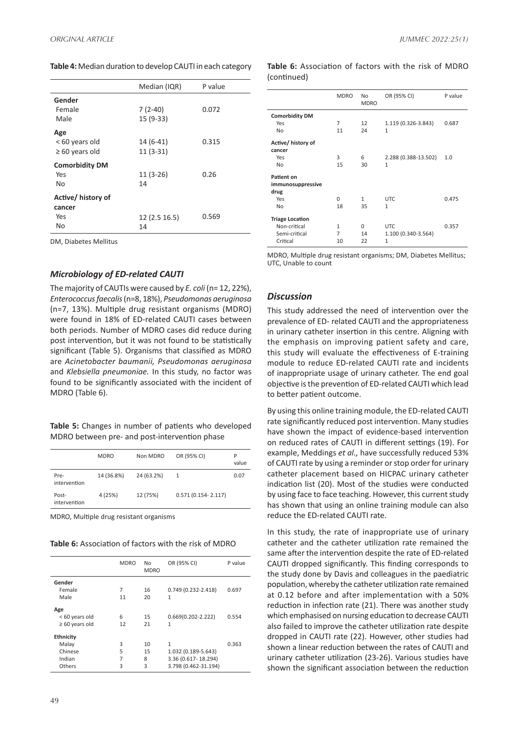**Table 4:** Median duration to develop CAUTI in each category

| | Median (IQR) | P value |
|---|---|---|
| **Gender** | | |
| Female | 7 (2-40) | 0.072 |
| Male | 15 (9-33) | |
| **Age** | | |
| < 60 years old | 14 (6-41) | 0.315 |
| ≥ 60 years old | 11 (3-31) | |
| **Comorbidity DM** | | |
| Yes | 11 (3-26) | 0.26 |
| No | 14 | |
| **Active/ history of cancer** | | |
| Yes | 12 (2.5 16.5) | 0.569 |
| No | 14 | |

DM, Diabetes Mellitus

### *Microbiology of ED-related CAUTI*

The majority of CAUTIs were caused by *E. coli* (n= 12, 22%), *Enterococcus faecalis* (n=8, 18%), *Pseudomonas aeruginosa* (n=7, 13%). Multiple drug resistant organisms (MDRO) were found in 18% of ED-related CAUTI cases between both periods. Number of MDRO cases did reduce during post intervention, but it was not found to be statistically significant (Table 5). Organisms that classified as MDRO are *Acinetobacter baumanii, Pseudomonas aeruginosa* and *Klebsiella pneumoniae.* In this study, no factor was found to be significantly associated with the incident of MDRO (Table 6).

**Table 5:** Changes in number of patients who developed MDRO between pre- and post-intervention phase

| | MDRO | Non MDRO | OR (95% CI) | P value |
|---|---|---|---|---|
| Pre-intervention | 14 (36.8%) | 24 (63.2%) | 1 | 0.07 |
| Post-intervention | 4 (25%) | 12 (75%) | 0.571 (0.154- 2.117) | |

MDRO, Multiple drug resistant organisms

**Table 6:** Association of factors with the risk of MDRO

| | MDRO | No MDRO | OR (95% CI) | P value |
|---|---|---|---|---|
| **Gender** | | | | |
| Female | 7 | 16 | 0.749 (0.232-2.418) | 0.697 |
| Male | 11 | 20 | 1 | |
| **Age** | | | | |
| < 60 years old | 6 | 15 | 0.669(0.202-2.222) | 0.554 |
| ≥ 60 years old | 12 | 21 | 1 | |
| **Ethnicity** | | | | |
| Malay | 3 | 10 | 1 | 0.363 |
| Chinese | 5 | 15 | 1.032 (0.189-5.643) | |
| Indian | 7 | 8 | 3.36 (0.617- 18.294) | |
| Others | 3 | 3 | 3.798 (0.462-31.194) | |

**Table 6:** Association of factors with the risk of MDRO (continued)

| | MDRO | No MDRO | OR (95% CI) | P value |
|---|---|---|---|---|
| **Comorbidity DM** | | | | |
| Yes | 7 | 12 | 1.119 (0.326-3.843) | 0.687 |
| No | 11 | 24 | 1 | |
| **Active/ history of cancer** | | | | |
| Yes | 3 | 6 | 2.288 (0.388-13.502) | 1.0 |
| No | 15 | 30 | 1 | |
| **Patient on immunosuppressive drug** | | | | |
| Yes | 0 | 1 | UTC | 0.475 |
| No | 18 | 35 | 1 | |
| **Triage Location** | | | | |
| Non-critical | 1 | 0 | UTC | 0.357 |
| Semi-critical | 7 | 14 | 1.100 (0.340-3.564) | |
| Critical | 10 | 22 | 1 | |

MDRO, Multiple drug resistant organisms; DM, Diabetes Mellitus; UTC, Unable to count

## *Discussion*

This study addressed the need of intervention over the prevalence of ED- related CAUTI and the appropriateness in urinary catheter insertion in this centre. Aligning with the emphasis on improving patient safety and care, this study will evaluate the effectiveness of E-training module to reduce ED-related CAUTI rate and incidents of inappropriate usage of urinary catheter. The end goal objective is the prevention of ED-related CAUTI which lead to better patient outcome.

By using this online training module, the ED-related CAUTI rate significantly reduced post intervention. Many studies have shown the impact of evidence-based intervention on reduced rates of CAUTI in different settings (19). For example, Meddings *et al.,* have successfully reduced 53% of CAUTI rate by using a reminder or stop order for urinary catheter placement based on HICPAC urinary catheter indication list (20). Most of the studies were conducted by using face to face teaching. However, this current study has shown that using an online training module can also reduce the ED-related CAUTI rate.

In this study, the rate of inappropriate use of urinary catheter and the catheter utilization rate remained the same after the intervention despite the rate of ED-related CAUTI dropped significantly. This finding corresponds to the study done by Davis and colleagues in the paediatric population, whereby the catheter utilization rate remained at 0.12 before and after implementation with a 50% reduction in infection rate (21). There was another study which emphasised on nursing education to decrease CAUTI also failed to improve the catheter utilization rate despite dropped in CAUTI rate (22). However, other studies had shown a linear reduction between the rates of CAUTI and urinary catheter utilization (23-26). Various studies have shown the significant association between the reduction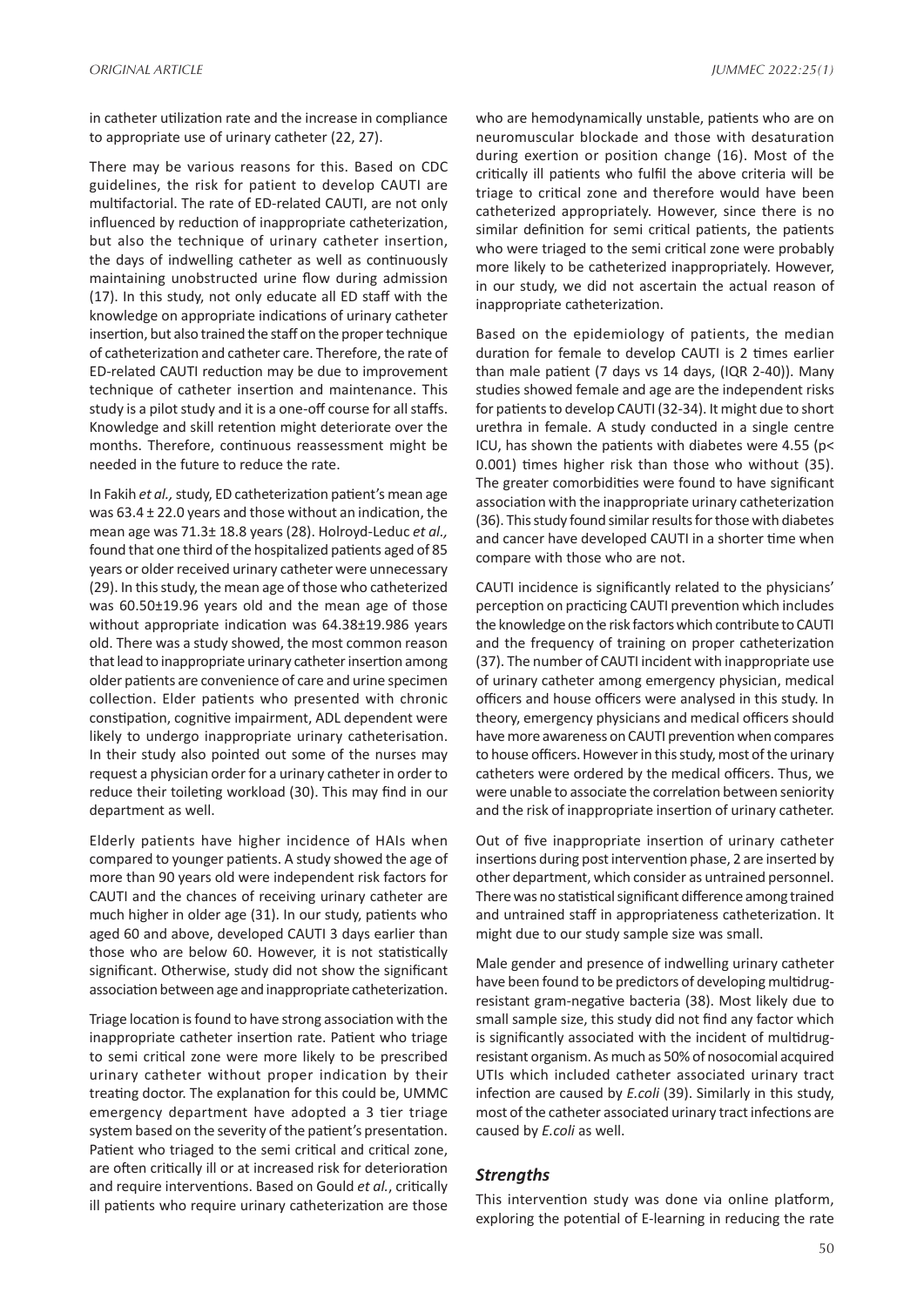in catheter utilization rate and the increase in compliance to appropriate use of urinary catheter (22, 27).

There may be various reasons for this. Based on CDC guidelines, the risk for patient to develop CAUTI are multifactorial. The rate of ED-related CAUTI, are not only influenced by reduction of inappropriate catheterization, but also the technique of urinary catheter insertion, the days of indwelling catheter as well as continuously maintaining unobstructed urine flow during admission (17). In this study, not only educate all ED staff with the knowledge on appropriate indications of urinary catheter insertion, but also trained the staff on the proper technique of catheterization and catheter care. Therefore, the rate of ED-related CAUTI reduction may be due to improvement technique of catheter insertion and maintenance. This study is a pilot study and it is a one-off course for all staffs. Knowledge and skill retention might deteriorate over the months. Therefore, continuous reassessment might be needed in the future to reduce the rate.

In Fakih *et al.,* study, ED catheterization patient's mean age was 63.4 ± 22.0 years and those without an indication, the mean age was 71.3± 18.8 years (28). Holroyd-Leduc *et al.,* found that one third of the hospitalized patients aged of 85 years or older received urinary catheter were unnecessary (29). In this study, the mean age of those who catheterized was 60.50±19.96 years old and the mean age of those without appropriate indication was 64.38±19.986 years old. There was a study showed, the most common reason that lead to inappropriate urinary catheter insertion among older patients are convenience of care and urine specimen collection. Elder patients who presented with chronic constipation, cognitive impairment, ADL dependent were likely to undergo inappropriate urinary catheterisation. In their study also pointed out some of the nurses may request a physician order for a urinary catheter in order to reduce their toileting workload (30). This may find in our department as well.

Elderly patients have higher incidence of HAIs when compared to younger patients. A study showed the age of more than 90 years old were independent risk factors for CAUTI and the chances of receiving urinary catheter are much higher in older age (31). In our study, patients who aged 60 and above, developed CAUTI 3 days earlier than those who are below 60. However, it is not statistically significant. Otherwise, study did not show the significant association between age and inappropriate catheterization.

Triage location is found to have strong association with the inappropriate catheter insertion rate. Patient who triage to semi critical zone were more likely to be prescribed urinary catheter without proper indication by their treating doctor. The explanation for this could be, UMMC emergency department have adopted a 3 tier triage system based on the severity of the patient's presentation. Patient who triaged to the semi critical and critical zone, are often critically ill or at increased risk for deterioration and require interventions. Based on Gould *et al.*, critically ill patients who require urinary catheterization are those who are hemodynamically unstable, patients who are on neuromuscular blockade and those with desaturation during exertion or position change (16). Most of the critically ill patients who fulfil the above criteria will be triage to critical zone and therefore would have been catheterized appropriately. However, since there is no similar definition for semi critical patients, the patients who were triaged to the semi critical zone were probably more likely to be catheterized inappropriately. However, in our study, we did not ascertain the actual reason of inappropriate catheterization.

Based on the epidemiology of patients, the median duration for female to develop CAUTI is 2 times earlier than male patient (7 days vs 14 days, (IQR 2-40)). Many studies showed female and age are the independent risks for patients to develop CAUTI (32-34). It might due to short urethra in female. A study conducted in a single centre ICU, has shown the patients with diabetes were 4.55 ($p< 0.001$) times higher risk than those who without (35). The greater comorbidities were found to have significant association with the inappropriate urinary catheterization (36). This study found similar results for those with diabetes and cancer have developed CAUTI in a shorter time when compare with those who are not.

CAUTI incidence is significantly related to the physicians' perception on practicing CAUTI prevention which includes the knowledge on the risk factors which contribute to CAUTI and the frequency of training on proper catheterization (37). The number of CAUTI incident with inappropriate use of urinary catheter among emergency physician, medical officers and house officers were analysed in this study. In theory, emergency physicians and medical officers should have more awareness on CAUTI prevention when compares to house officers. However in this study, most of the urinary catheters were ordered by the medical officers. Thus, we were unable to associate the correlation between seniority and the risk of inappropriate insertion of urinary catheter.

Out of five inappropriate insertion of urinary catheter insertions during post intervention phase, 2 are inserted by other department, which consider as untrained personnel. There was no statistical significant difference among trained and untrained staff in appropriateness catheterization. It might due to our study sample size was small.

Male gender and presence of indwelling urinary catheter have been found to be predictors of developing multidrug-resistant gram-negative bacteria (38). Most likely due to small sample size, this study did not find any factor which is significantly associated with the incident of multidrug-resistant organism. As much as 50% of nosocomial acquired UTIs which included catheter associated urinary tract infection are caused by *E.coli* (39). Similarly in this study, most of the catheter associated urinary tract infections are caused by *E.coli* as well.

## *Strengths*

This intervention study was done via online platform, exploring the potential of E-learning in reducing the rate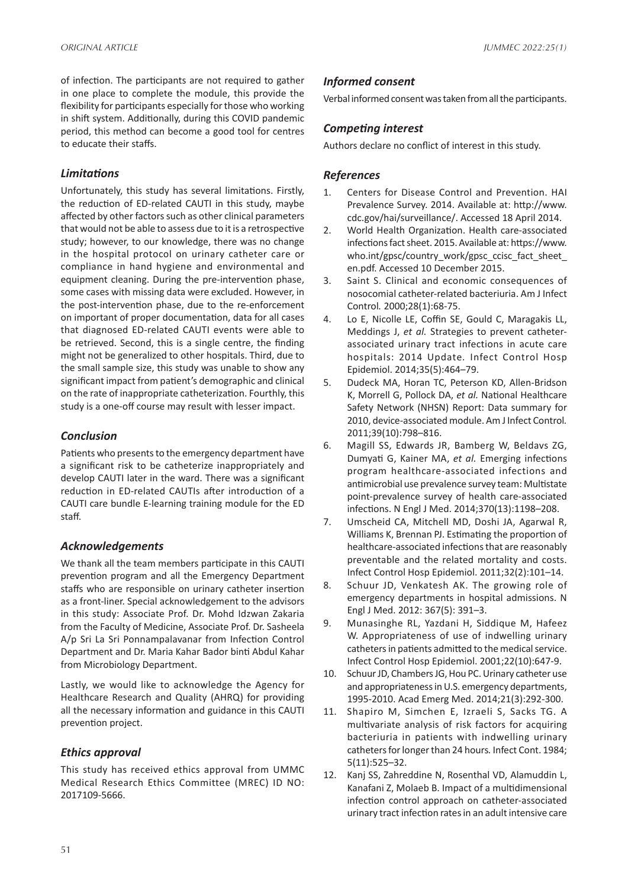of infection. The participants are not required to gather in one place to complete the module, this provide the flexibility for participants especially for those who working in shift system. Additionally, during this COVID pandemic period, this method can become a good tool for centres to educate their staffs.

## *Limitations*

Unfortunately, this study has several limitations. Firstly, the reduction of ED-related CAUTI in this study, maybe affected by other factors such as other clinical parameters that would not be able to assess due to it is a retrospective study; however, to our knowledge, there was no change in the hospital protocol on urinary catheter care or compliance in hand hygiene and environmental and equipment cleaning. During the pre-intervention phase, some cases with missing data were excluded. However, in the post-intervention phase, due to the re-enforcement on important of proper documentation, data for all cases that diagnosed ED-related CAUTI events were able to be retrieved. Second, this is a single centre, the finding might not be generalized to other hospitals. Third, due to the small sample size, this study was unable to show any significant impact from patient's demographic and clinical on the rate of inappropriate catheterization. Fourthly, this study is a one-off course may result with lesser impact.

## *Conclusion*

Patients who presents to the emergency department have a significant risk to be catheterize inappropriately and develop CAUTI later in the ward. There was a significant reduction in ED-related CAUTIs after introduction of a CAUTI care bundle E-learning training module for the ED staff.

## *Acknowledgements*

We thank all the team members participate in this CAUTI prevention program and all the Emergency Department staffs who are responsible on urinary catheter insertion as a front-liner. Special acknowledgement to the advisors in this study: Associate Prof. Dr. Mohd Idzwan Zakaria from the Faculty of Medicine, Associate Prof. Dr. Sasheela A/p Sri La Sri Ponnampalavanar from Infection Control Department and Dr. Maria Kahar Bador binti Abdul Kahar from Microbiology Department.

Lastly, we would like to acknowledge the Agency for Healthcare Research and Quality (AHRQ) for providing all the necessary information and guidance in this CAUTI prevention project.

## *Ethics approval*

This study has received ethics approval from UMMC Medical Research Ethics Committee (MREC) ID NO: 2017109-5666.

## *Informed consent*

Verbal informed consent was taken from all the participants.

## *Competing interest*

Authors declare no conflict of interest in this study.

## *References*

1. Centers for Disease Control and Prevention. HAI Prevalence Survey. 2014. Available at: http://www.cdc.gov/hai/surveillance/. Accessed 18 April 2014.
2. World Health Organization. Health care-associated infections fact sheet. 2015. Available at: https://www.who.int/gpsc/country_work/gpsc_ccisc_fact_sheet_en.pdf. Accessed 10 December 2015.
3. Saint S. Clinical and economic consequences of nosocomial catheter-related bacteriuria. Am J Infect Control. 2000;28(1):68-75.
4. Lo E, Nicolle LE, Coffin SE, Gould C, Maragakis LL, Meddings J, *et al.* Strategies to prevent catheter-associated urinary tract infections in acute care hospitals: 2014 Update. Infect Control Hosp Epidemiol. 2014;35(5):464–79.
5. Dudeck MA, Horan TC, Peterson KD, Allen-Bridson K, Morrell G, Pollock DA, *et al.* National Healthcare Safety Network (NHSN) Report: Data summary for 2010, device-associated module. Am J Infect Control. 2011;39(10):798–816.
6. Magill SS, Edwards JR, Bamberg W, Beldavs ZG, Dumyati G, Kainer MA, *et al.* Emerging infections program healthcare-associated infections and antimicrobial use prevalence survey team: Multistate point-prevalence survey of health care-associated infections. N Engl J Med. 2014;370(13):1198–208.
7. Umscheid CA, Mitchell MD, Doshi JA, Agarwal R, Williams K, Brennan PJ. Estimating the proportion of healthcare-associated infections that are reasonably preventable and the related mortality and costs. Infect Control Hosp Epidemiol. 2011;32(2):101–14.
8. Schuur JD, Venkatesh AK. The growing role of emergency departments in hospital admissions. N Engl J Med. 2012: 367(5): 391–3.
9. Munasinghe RL, Yazdani H, Siddique M, Hafeez W. Appropriateness of use of indwelling urinary catheters in patients admitted to the medical service. Infect Control Hosp Epidemiol. 2001;22(10):647-9.
10. Schuur JD, Chambers JG, Hou PC. Urinary catheter use and appropriateness in U.S. emergency departments, 1995-2010. Acad Emerg Med. 2014;21(3):292-300.
11. Shapiro M, Simchen E, Izraeli S, Sacks TG. A multivariate analysis of risk factors for acquiring bacteriuria in patients with indwelling urinary catheters for longer than 24 hours. Infect Cont. 1984; 5(11):525–32.
12. Kanj SS, Zahreddine N, Rosenthal VD, Alamuddin L, Kanafani Z, Molaeb B. Impact of a multidimensional infection control approach on catheter-associated urinary tract infection rates in an adult intensive care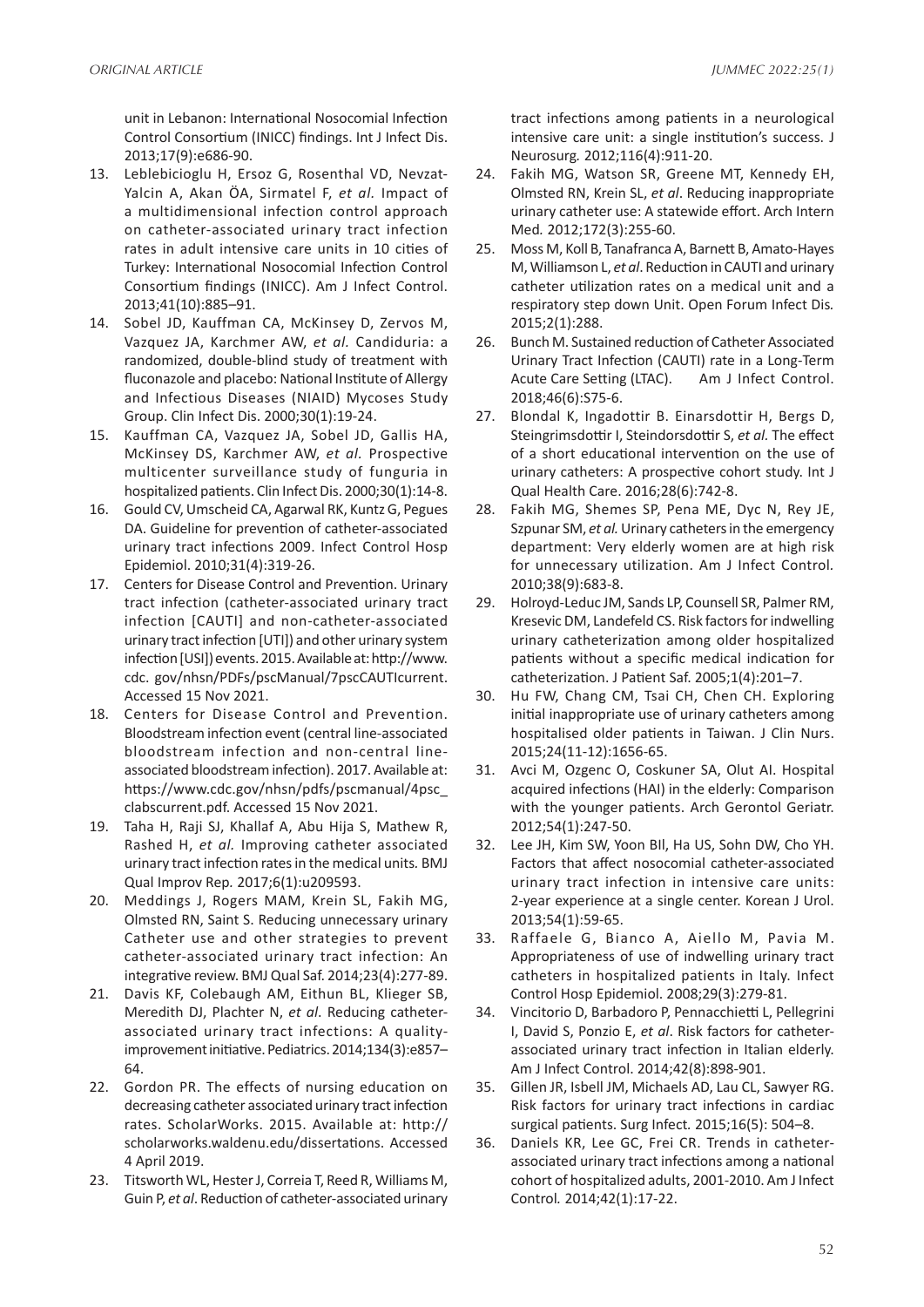unit in Lebanon: International Nosocomial Infection Control Consortium (INICC) findings. Int J Infect Dis. 2013;17(9):e686-90.

13. Leblebicioglu H, Ersoz G, Rosenthal VD, Nevzat-Yalcin A, Akan ÖA, Sirmatel F, *et al.* Impact of a multidimensional infection control approach on catheter-associated urinary tract infection rates in adult intensive care units in 10 cities of Turkey: International Nosocomial Infection Control Consortium findings (INICC). Am J Infect Control. 2013;41(10):885–91.
14. Sobel JD, Kauffman CA, McKinsey D, Zervos M, Vazquez JA, Karchmer AW, *et al.* Candiduria: a randomized, double-blind study of treatment with fluconazole and placebo: National Institute of Allergy and Infectious Diseases (NIAID) Mycoses Study Group. Clin Infect Dis. 2000;30(1):19-24.
15. Kauffman CA, Vazquez JA, Sobel JD, Gallis HA, McKinsey DS, Karchmer AW, *et al*. Prospective multicenter surveillance study of funguria in hospitalized patients. Clin Infect Dis. 2000;30(1):14-8.
16. Gould CV, Umscheid CA, Agarwal RK, Kuntz G, Pegues DA. Guideline for prevention of catheter-associated urinary tract infections 2009. Infect Control Hosp Epidemiol. 2010;31(4):319-26.
17. Centers for Disease Control and Prevention. Urinary tract infection (catheter-associated urinary tract infection [CAUTI] and non-catheter-associated urinary tract infection [UTI]) and other urinary system infection [USI]) events. 2015. Available at: http://www.cdc. gov/nhsn/PDFs/pscManual/7pscCAUTIcurrent. Accessed 15 Nov 2021.
18. Centers for Disease Control and Prevention. Bloodstream infection event (central line-associated bloodstream infection and non-central line-associated bloodstream infection). 2017. Available at: https://www.cdc.gov/nhsn/pdfs/pscmanual/4psc_clabscurrent.pdf. Accessed 15 Nov 2021.
19. Taha H, Raji SJ, Khallaf A, Abu Hija S, Mathew R, Rashed H, *et al*. Improving catheter associated urinary tract infection rates in the medical units. BMJ Qual Improv Rep. 2017;6(1):u209593.
20. Meddings J, Rogers MAM, Krein SL, Fakih MG, Olmsted RN, Saint S. Reducing unnecessary urinary Catheter use and other strategies to prevent catheter-associated urinary tract infection: An integrative review. BMJ Qual Saf. 2014;23(4):277-89.
21. Davis KF, Colebaugh AM, Eithun BL, Klieger SB, Meredith DJ, Plachter N, *et al*. Reducing catheter-associated urinary tract infections: A quality-improvement initiative. Pediatrics. 2014;134(3):e857–64.
22. Gordon PR. The effects of nursing education on decreasing catheter associated urinary tract infection rates. ScholarWorks. 2015. Available at: http://scholarworks.waldenu.edu/dissertations. Accessed 4 April 2019.
23. Titsworth WL, Hester J, Correia T, Reed R, Williams M, Guin P, *et al*. Reduction of catheter-associated urinary tract infections among patients in a neurological intensive care unit: a single institution's success. J Neurosurg. 2012;116(4):911-20.
24. Fakih MG, Watson SR, Greene MT, Kennedy EH, Olmsted RN, Krein SL, *et al*. Reducing inappropriate urinary catheter use: A statewide effort. Arch Intern Med. 2012;172(3):255-60.
25. Moss M, Koll B, Tanafranca A, Barnett B, Amato-Hayes M, Williamson L, *et al*. Reduction in CAUTI and urinary catheter utilization rates on a medical unit and a respiratory step down Unit. Open Forum Infect Dis. 2015;2(1):288.
26. Bunch M. Sustained reduction of Catheter Associated Urinary Tract Infection (CAUTI) rate in a Long-Term Acute Care Setting (LTAC). Am J Infect Control. 2018;46(6):S75-6.
27. Blondal K, Ingadottir B. Einarsdottir H, Bergs D, Steingrimsdottir I, Steindorsdottir S, *et al*. The effect of a short educational intervention on the use of urinary catheters: A prospective cohort study. Int J Qual Health Care. 2016;28(6):742-8.
28. Fakih MG, Shemes SP, Pena ME, Dyc N, Rey JE, Szpunar SM, *et al.* Urinary catheters in the emergency department: Very elderly women are at high risk for unnecessary utilization. Am J Infect Control. 2010;38(9):683-8.
29. Holroyd-Leduc JM, Sands LP, Counsell SR, Palmer RM, Kresevic DM, Landefeld CS. Risk factors for indwelling urinary catheterization among older hospitalized patients without a specific medical indication for catheterization. J Patient Saf. 2005;1(4):201–7.
30. Hu FW, Chang CM, Tsai CH, Chen CH. Exploring initial inappropriate use of urinary catheters among hospitalised older patients in Taiwan. J Clin Nurs. 2015;24(11-12):1656-65.
31. Avci M, Ozgenc O, Coskuner SA, Olut AI. Hospital acquired infections (HAI) in the elderly: Comparison with the younger patients. Arch Gerontol Geriatr. 2012;54(1):247-50.
32. Lee JH, Kim SW, Yoon BIl, Ha US, Sohn DW, Cho YH. Factors that affect nosocomial catheter-associated urinary tract infection in intensive care units: 2-year experience at a single center. Korean J Urol. 2013;54(1):59-65.
33. Raffaele G, Bianco A, Aiello M, Pavia M. Appropriateness of use of indwelling urinary tract catheters in hospitalized patients in Italy. Infect Control Hosp Epidemiol. 2008;29(3):279-81.
34. Vincitorio D, Barbadoro P, Pennacchietti L, Pellegrini I, David S, Ponzio E, *et al*. Risk factors for catheter-associated urinary tract infection in Italian elderly. Am J Infect Control. 2014;42(8):898-901.
35. Gillen JR, Isbell JM, Michaels AD, Lau CL, Sawyer RG. Risk factors for urinary tract infections in cardiac surgical patients. Surg Infect. 2015;16(5): 504–8.
36. Daniels KR, Lee GC, Frei CR. Trends in catheter-associated urinary tract infections among a national cohort of hospitalized adults, 2001-2010. Am J Infect Control. 2014;42(1):17-22.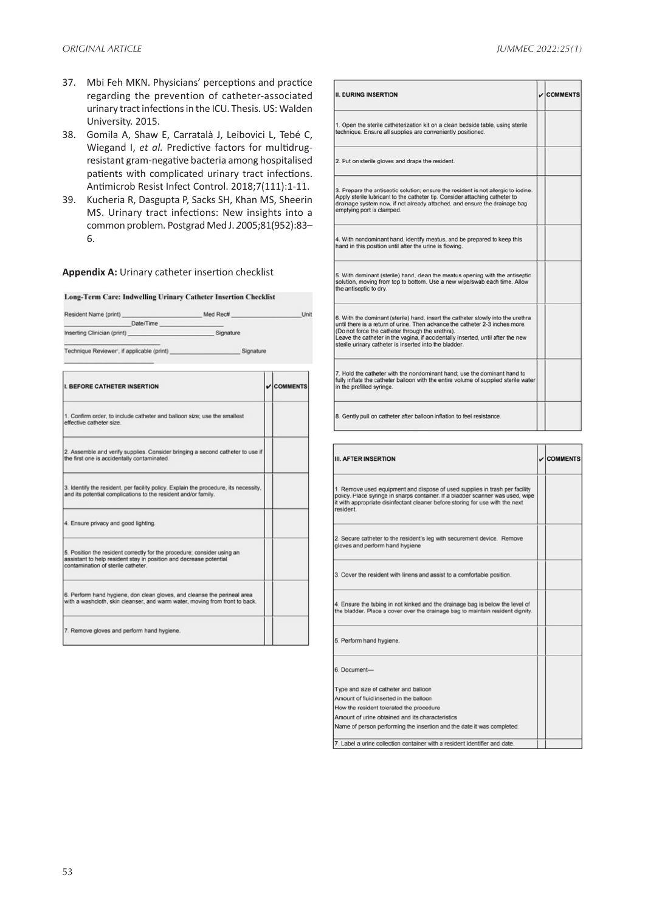37. Mbi Feh MKN. Physicians' perceptions and practice regarding the prevention of catheter-associated urinary tract infections in the ICU. Thesis. US: Walden University. 2015.
38. Gomila A, Shaw E, Carratalà J, Leibovici L, Tebé C, Wiegand I, *et al.* Predictive factors for multidrug-resistant gram-negative bacteria among hospitalised patients with complicated urinary tract infections. Antimicrob Resist Infect Control. 2018;7(111):1-11.
39. Kucheria R, Dasgupta P, Sacks SH, Khan MS, Sheerin MS. Urinary tract infections: New insights into a common problem. Postgrad Med J. 2005;81(952):83–6.

**Appendix A:** Urinary catheter insertion checklist

**Long-Term Care: Indwelling Urinary Catheter Insertion Checklist**

Resident Name (print) ________________ Med Rec# ________________ Unit ________________ Date/Time ________________

Inserting Clinician (print) ________________ Signature ________________

Technique Reviewer*, if applicable (print) ________________ Signature ________________

| I. BEFORE CATHETER INSERTION | ✔ | COMMENTS |
|---|---|---|
| 1. Confirm order, to include catheter and balloon size; use the smallest effective catheter size. | | |
| 2. Assemble and verify supplies. Consider bringing a second catheter to use if the first one is accidentally contaminated. | | |
| 3. Identify the resident, per facility policy. Explain the procedure, its necessity, and its potential complications to the resident and/or family. | | |
| 4. Ensure privacy and good lighting. | | |
| 5. Position the resident correctly for the procedure; consider using an assistant to help resident stay in position and decrease potential contamination of sterile catheter. | | |
| 6. Perform hand hygiene, don clean gloves, and cleanse the perineal area with a washcloth, skin cleanser, and warm water, moving from front to back. | | |
| 7. Remove gloves and perform hand hygiene. | | |

| II. DURING INSERTION | ✔ | COMMENTS |
|---|---|---|
| 1. Open the sterile catheterization kit on a clean bedside table, using sterile technique. Ensure all supplies are conveniently positioned. | | |
| 2. Put on sterile gloves and drape the resident. | | |
| 3. Prepare the antiseptic solution; ensure the resident is not allergic to iodine. Apply sterile lubricant to the catheter tip. Consider attaching catheter to drainage system now, if not already attached, and ensure the drainage bag emptying port is clamped. | | |
| 4. With nondominant hand, identify meatus, and be prepared to keep this hand in this position until after the urine is flowing. | | |
| 5. With dominant (sterile) hand, clean the meatus opening with the antiseptic solution, moving from top to bottom. Use a new wipe/swab each time. Allow the antiseptic to dry. | | |
| 6. With the dominant (sterile) hand, insert the catheter slowly into the urethra until there is a return of urine. Then advance the catheter 2-3 inches more. (Do not force the catheter through the urethra). Leave the catheter in the vagina, if accidentally inserted, until after the new sterile urinary catheter is inserted into the bladder. | | |
| 7. Hold the catheter with the nondominant hand; use the dominant hand to fully inflate the catheter balloon with the entire volume of supplied sterile water in the prefilled syringe. | | |
| 8. Gently pull on catheter after balloon inflation to feel resistance. | | |

| III. AFTER INSERTION | ✔ | COMMENTS |
|---|---|---|
| 1. Remove used equipment and dispose of used supplies in trash per facility policy. Place syringe in sharps container. If a bladder scanner was used, wipe it with appropriate disinfectant cleaner before storing for use with the next resident. | | |
| 2. Secure catheter to the resident's leg with securement device. Remove gloves and perform hand hygiene | | |
| 3. Cover the resident with linens and assist to a comfortable position. | | |
| 4. Ensure the tubing in not kinked and the drainage bag is below the level of the bladder. Place a cover over the drainage bag to maintain resident dignity. | | |
| 5. Perform hand hygiene. | | |
| 6. Document— Type and size of catheter and balloon; Amount of fluid inserted in the balloon; How the resident tolerated the procedure; Amount of urine obtained and its characteristics; Name of person performing the insertion and the date it was completed | | |
| 7. Label a urine collection container with a resident identifier and date. | | |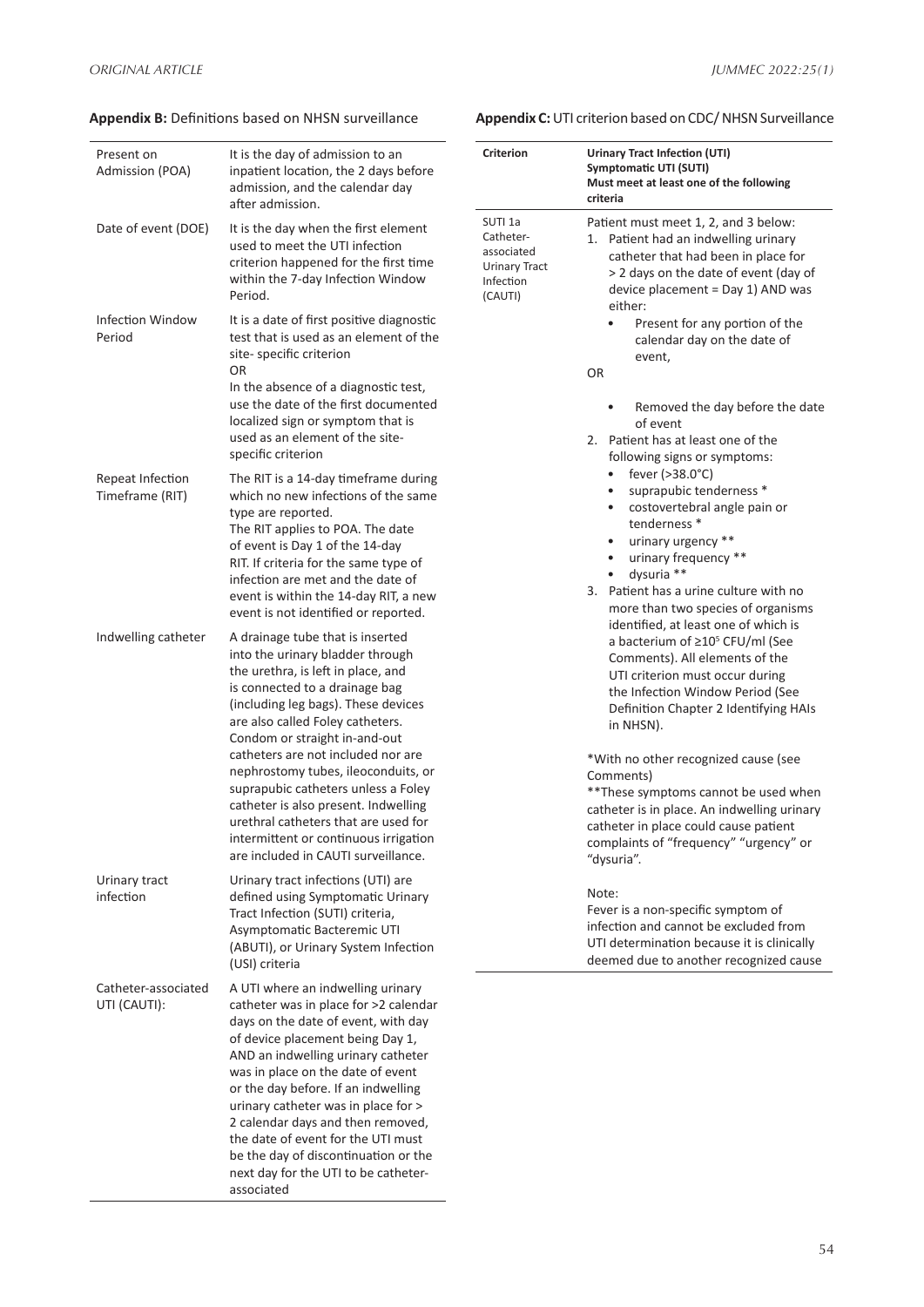**Appendix B:** Definitions based on NHSN surveillance

| | |
|---|---|
| Present on Admission (POA) | It is the day of admission to an inpatient location, the 2 days before admission, and the calendar day after admission. |
| Date of event (DOE) | It is the day when the first element used to meet the UTI infection criterion happened for the first time within the 7-day Infection Window Period. |
| Infection Window Period | It is a date of first positive diagnostic test that is used as an element of the site- specific criterion<br>OR<br>In the absence of a diagnostic test, use the date of the first documented localized sign or symptom that is used as an element of the site-specific criterion |
| Repeat Infection Timeframe (RIT) | The RIT is a 14-day timeframe during which no new infections of the same type are reported.<br>The RIT applies to POA. The date of event is Day 1 of the 14-day RIT. If criteria for the same type of infection are met and the date of event is within the 14-day RIT, a new event is not identified or reported. |
| Indwelling catheter | A drainage tube that is inserted into the urinary bladder through the urethra, is left in place, and is connected to a drainage bag (including leg bags). These devices are also called Foley catheters. Condom or straight in-and-out catheters are not included nor are nephrostomy tubes, ileoconduits, or suprapubic catheters unless a Foley catheter is also present. Indwelling urethral catheters that are used for intermittent or continuous irrigation are included in CAUTI surveillance. |
| Urinary tract infection | Urinary tract infections (UTI) are defined using Symptomatic Urinary Tract Infection (SUTI) criteria, Asymptomatic Bacteremic UTI (ABUTI), or Urinary System Infection (USI) criteria |
| Catheter-associated UTI (CAUTI): | A UTI where an indwelling urinary catheter was in place for >2 calendar days on the date of event, with day of device placement being Day 1, AND an indwelling urinary catheter was in place on the date of event or the day before. If an indwelling urinary catheter was in place for > 2 calendar days and then removed, the date of event for the UTI must be the day of discontinuation or the next day for the UTI to be catheter-associated |

**Appendix C:** UTI criterion based on CDC/ NHSN Surveillance

| Criterion | Urinary Tract Infection (UTI)<br>Symptomatic UTI (SUTI)<br>Must meet at least one of the following criteria |
|---|---|
| SUTI 1a<br>Catheter-associated Urinary Tract Infection (CAUTI) | Patient must meet 1, 2, and 3 below:<br>1. Patient had an indwelling urinary catheter that had been in place for > 2 days on the date of event (day of device placement = Day 1) AND was either:<br>• Present for any portion of the calendar day on the date of event,<br>OR<br>• Removed the day before the date of event<br>2. Patient has at least one of the following signs or symptoms:<br>• fever (>38.0°C)<br>• suprapubic tenderness *<br>• costovertebral angle pain or tenderness *<br>• urinary urgency **<br>• urinary frequency **<br>• dysuria **<br>3. Patient has a urine culture with no more than two species of organisms identified, at least one of which is a bacterium of ≥$10^5$ CFU/ml (See Comments). All elements of the UTI criterion must occur during the Infection Window Period (See Definition Chapter 2 Identifying HAIs in NHSN).<br><br>*With no other recognized cause (see Comments)<br>**These symptoms cannot be used when catheter is in place. An indwelling urinary catheter in place could cause patient complaints of "frequency" "urgency" or "dysuria".<br><br>Note:<br>Fever is a non-specific symptom of infection and cannot be excluded from UTI determination because it is clinically deemed due to another recognized cause |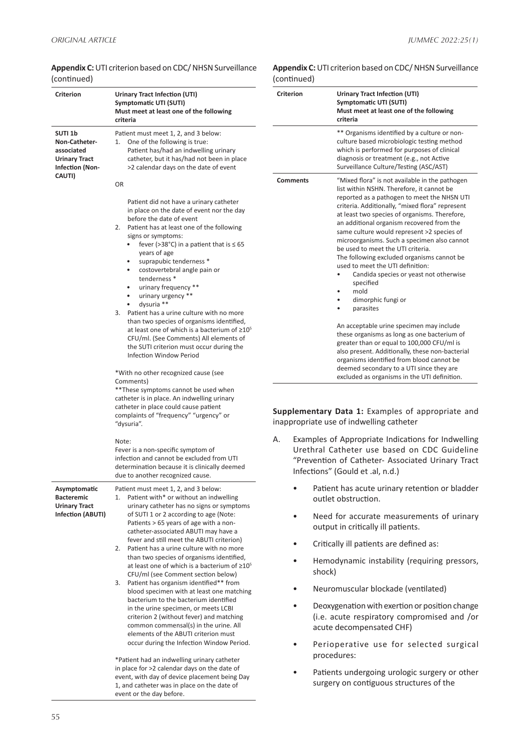**Appendix C:** UTI criterion based on CDC/ NHSN Surveillance (continued)

| Criterion | Urinary Tract Infection (UTI) Symptomatic UTI (SUTI) Must meet at least one of the following criteria |
|---|---|
| **SUTI 1b Non-Catheter-associated Urinary Tract Infection (Non-CAUTI)** | Patient must meet 1, 2, and 3 below:<br>1. One of the following is true:<br>Patient has/had an indwelling urinary catheter, but it has/had not been in place >2 calendar days on the date of event<br><br>OR<br><br>Patient did not have a urinary catheter in place on the date of event nor the day before the date of event<br>2. Patient has at least one of the following signs or symptoms:<br>• fever (>38°C) in a patient that is ≤ 65 years of age<br>• suprapubic tenderness *<br>• costovertebral angle pain or tenderness *<br>• urinary frequency **<br>• urinary urgency **<br>• dysuria **<br>3. Patient has a urine culture with no more than two species of organisms identified, at least one of which is a bacterium of $\geq 10^5$ CFU/ml. (See Comments) All elements of the SUTI criterion must occur during the Infection Window Period<br><br>*With no other recognized cause (see Comments)<br>**These symptoms cannot be used when catheter is in place. An indwelling urinary catheter in place could cause patient complaints of "frequency" "urgency" or "dysuria".<br><br>Note:<br>Fever is a non-specific symptom of infection and cannot be excluded from UTI determination because it is clinically deemed due to another recognized cause. |
| **Asymptomatic Bacteremic Urinary Tract Infection (ABUTI)** | Patient must meet 1, 2, and 3 below:<br>1. Patient with* or without an indwelling urinary catheter has no signs or symptoms of SUTI 1 or 2 according to age (Note: Patients > 65 years of age with a non-catheter-associated ABUTI may have a fever and still meet the ABUTI criterion)<br>2. Patient has a urine culture with no more than two species of organisms identified, at least one of which is a bacterium of $\geq 10^5$ CFU/ml (see Comment section below)<br>3. Patient has organism identified** from blood specimen with at least one matching bacterium to the bacterium identified in the urine specimen, or meets LCBI criterion 2 (without fever) and matching common commensal(s) in the urine. All elements of the ABUTI criterion must occur during the Infection Window Period.<br><br>*Patient had an indwelling urinary catheter in place for >2 calendar days on the date of event, with day of device placement being Day 1, and catheter was in place on the date of event or the day before.<br><br>** Organisms identified by a culture or non-culture based microbiologic testing method which is performed for purposes of clinical diagnosis or treatment (e.g., not Active Surveillance Culture/Testing (ASC/AST) |
| **Comments** | "Mixed flora" is not available in the pathogen list within NSHN. Therefore, it cannot be reported as a pathogen to meet the NHSN UTI criteria. Additionally, "mixed flora" represent at least two species of organisms. Therefore, an additional organism recovered from the same culture would represent >2 species of microorganisms. Such a specimen also cannot be used to meet the UTI criteria.<br>The following excluded organisms cannot be used to meet the UTI definition:<br>• Candida species or yeast not otherwise specified<br>• mold<br>• dimorphic fungi or<br>• parasites<br><br>An acceptable urine specimen may include these organisms as long as one bacterium of greater than or equal to 100,000 CFU/ml is also present. Additionally, these non-bacterial organisms identified from blood cannot be deemed secondary to a UTI since they are excluded as organisms in the UTI definition. |

**Supplementary Data 1:** Examples of appropriate and inappropriate use of indwelling catheter

A. Examples of Appropriate Indications for Indwelling Urethral Catheter use based on CDC Guideline "Prevention of Catheter- Associated Urinary Tract Infections" (Gould et .al, n.d.)

- Patient has acute urinary retention or bladder outlet obstruction.
- Need for accurate measurements of urinary output in critically ill patients.
- Critically ill patients are defined as:
- Hemodynamic instability (requiring pressors, shock)
- Neuromuscular blockade (ventilated)
- Deoxygenation with exertion or position change (i.e. acute respiratory compromised and /or acute decompensated CHF)
- Perioperative use for selected surgical procedures:
- Patients undergoing urologic surgery or other surgery on contiguous structures of the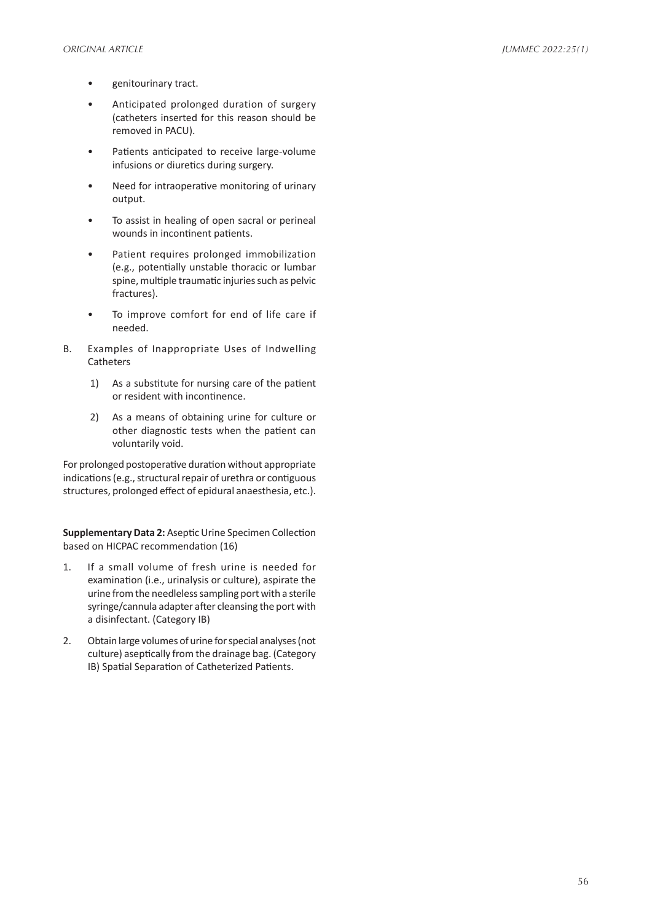- genitourinary tract.
- Anticipated prolonged duration of surgery (catheters inserted for this reason should be removed in PACU).
- Patients anticipated to receive large-volume infusions or diuretics during surgery.
- Need for intraoperative monitoring of urinary output.
- To assist in healing of open sacral or perineal wounds in incontinent patients.
- Patient requires prolonged immobilization (e.g., potentially unstable thoracic or lumbar spine, multiple traumatic injuries such as pelvic fractures).
- To improve comfort for end of life care if needed.

B. Examples of Inappropriate Uses of Indwelling Catheters

1) As a substitute for nursing care of the patient or resident with incontinence.
2) As a means of obtaining urine for culture or other diagnostic tests when the patient can voluntarily void.

For prolonged postoperative duration without appropriate indications (e.g., structural repair of urethra or contiguous structures, prolonged effect of epidural anaesthesia, etc.).

**Supplementary Data 2:** Aseptic Urine Specimen Collection based on HICPAC recommendation (16)

1. If a small volume of fresh urine is needed for examination (i.e., urinalysis or culture), aspirate the urine from the needleless sampling port with a sterile syringe/cannula adapter after cleansing the port with a disinfectant. (Category IB)
2. Obtain large volumes of urine for special analyses (not culture) aseptically from the drainage bag. (Category IB) Spatial Separation of Catheterized Patients.